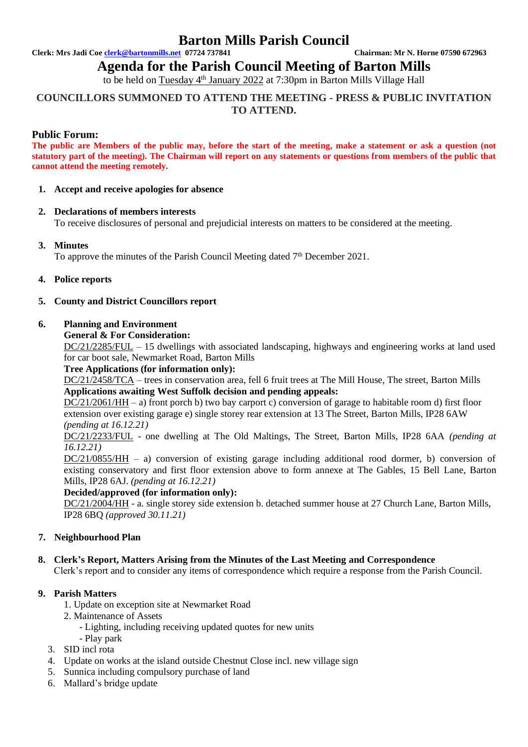# Barton Mills Parish Council

**Clerk: Mrs Jadi Coe clerk@bartonmills.net 07724 737841** **Chairman: Mr N. Horne 07590 672963**

## Agenda for the Parish Council Meeting of Barton Mills

to be held on Tuesday 4th January 2022 at 7:30pm in Barton Mills Village Hall

**COUNCILLORS SUMMONED TO ATTEND THE MEETING - PRESS & PUBLIC INVITATION TO ATTEND.**

### Public Forum:

**The public are Members of the public may, before the start of the meeting, make a statement or ask a question (not statutory part of the meeting). The Chairman will report on any statements or questions from members of the public that cannot attend the meeting remotely.**

1. **Accept and receive apologies for absence**

2. **Declarations of members interests**
   To receive disclosures of personal and prejudicial interests on matters to be considered at the meeting.

3. **Minutes**
   To approve the minutes of the Parish Council Meeting dated 7th December 2021.

4. **Police reports**

5. **County and District Councillors report**

6. **Planning and Environment**
   **General & For Consideration:**
   DC/21/2285/FUL – 15 dwellings with associated landscaping, highways and engineering works at land used for car boot sale, Newmarket Road, Barton Mills
   **Tree Applications (for information only):**
   DC/21/2458/TCA – trees in conservation area, fell 6 fruit trees at The Mill House, The street, Barton Mills
   **Applications awaiting West Suffolk decision and pending appeals:**
   DC/21/2061/HH – a) front porch b) two bay carport c) conversion of garage to habitable room d) first floor extension over existing garage e) single storey rear extension at 13 The Street, Barton Mills, IP28 6AW *(pending at 16.12.21)*
   DC/21/2233/FUL - one dwelling at The Old Maltings, The Street, Barton Mills, IP28 6AA *(pending at 16.12.21)*
   DC/21/0855/HH – a) conversion of existing garage including additional rood dormer, b) conversion of existing conservatory and first floor extension above to form annexe at The Gables, 15 Bell Lane, Barton Mills, IP28 6AJ. *(pending at 16.12.21)*
   **Decided/approved (for information only):**
   DC/21/2004/HH - a. single storey side extension b. detached summer house at 27 Church Lane, Barton Mills, IP28 6BQ *(approved 30.11.21)*

7. **Neighbourhood Plan**

8. **Clerk's Report, Matters Arising from the Minutes of the Last Meeting and Correspondence**
   Clerk's report and to consider any items of correspondence which require a response from the Parish Council.

9. **Parish Matters**
   1. Update on exception site at Newmarket Road
   2. Maintenance of Assets
      - Lighting, including receiving updated quotes for new units
      - Play park
   3. SID incl rota
   4. Update on works at the island outside Chestnut Close incl. new village sign
   5. Sunnica including compulsory purchase of land
   6. Mallard's bridge update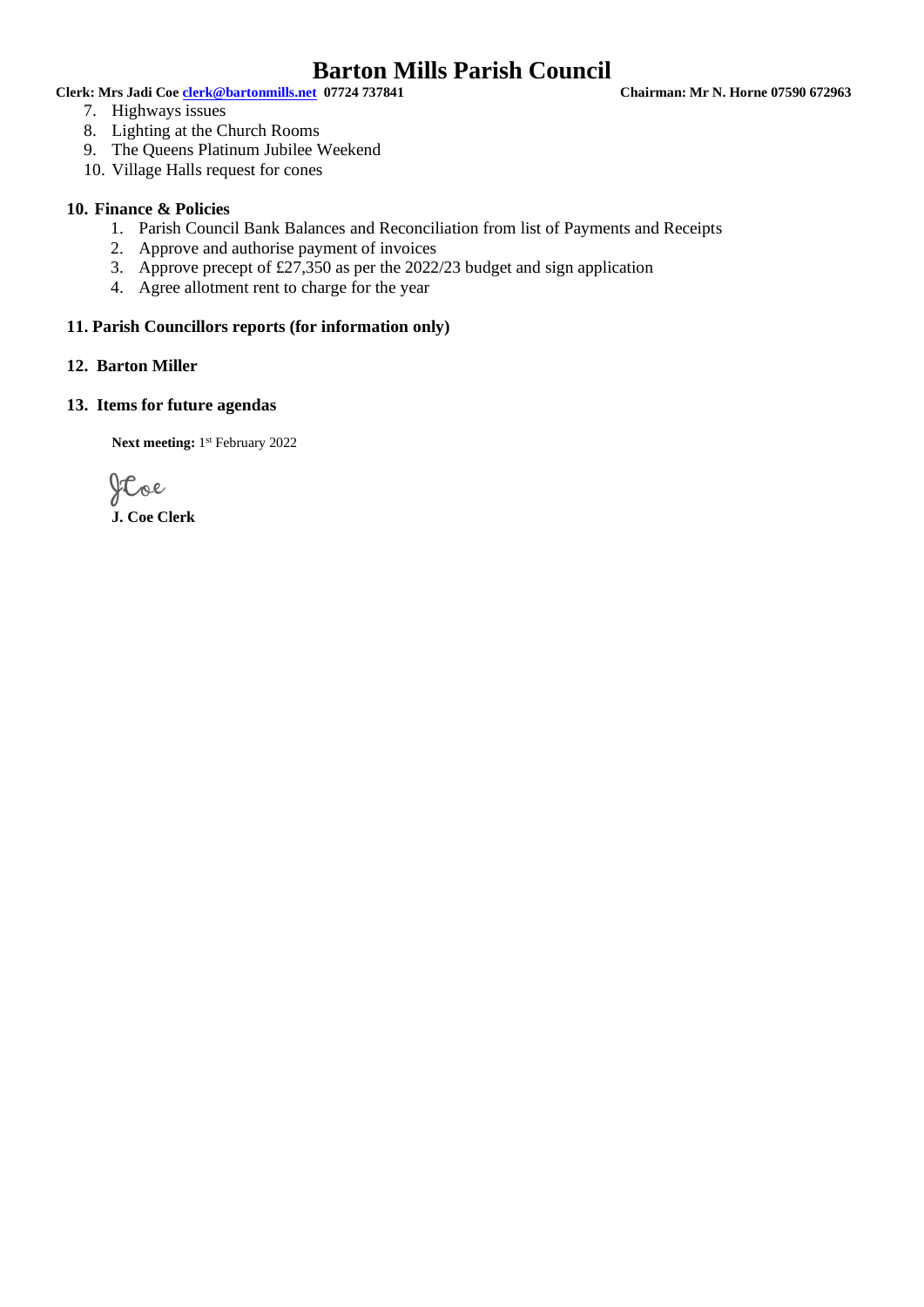7. Highways issues
8. Lighting at the Church Rooms
9. The Queens Platinum Jubilee Weekend
10. Village Halls request for cones

**10. Finance & Policies**

1. Parish Council Bank Balances and Reconciliation from list of Payments and Receipts
2. Approve and authorise payment of invoices
3. Approve precept of £27,350 as per the 2022/23 budget and sign application
4. Agree allotment rent to charge for the year

**11. Parish Councillors reports (for information only)**

**12. Barton Miller**

**13. Items for future agendas**

**Next meeting:** 1st February 2022

JCoe

**J. Coe Clerk**